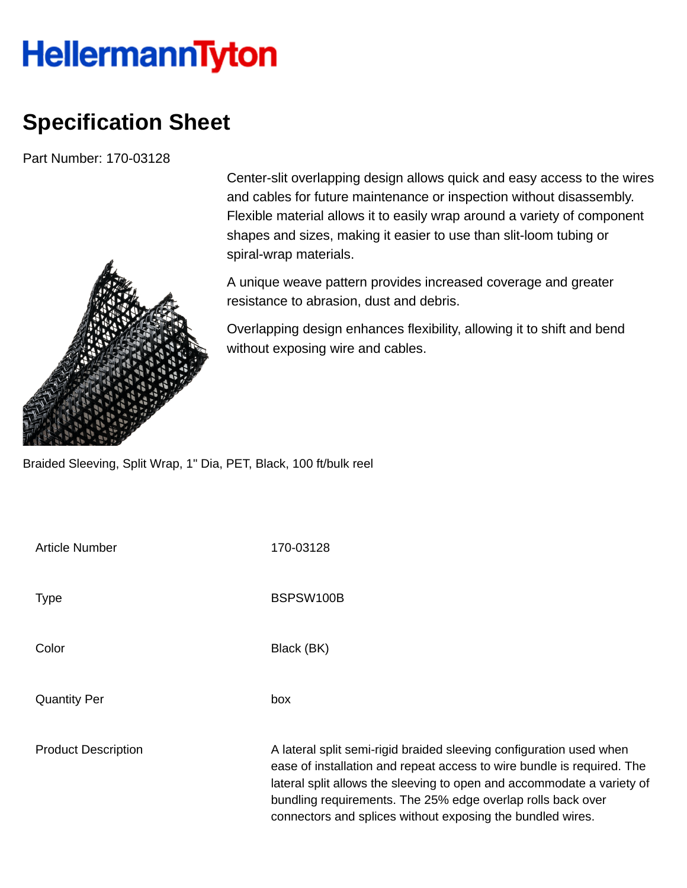# HellermannTyton

## Specification Sheet

Part Number: 170-03128

Center-slit overlapping design allows quick and easy access to the wires and cables for future maintenance or inspection without disassembly. Flexible material allows it to easily wrap around a variety of component shapes and sizes, making it easier to use than slit-loom tubing or spiral-wrap materials.

A unique weave pattern provides increased coverage and greater resistance to abrasion, dust and debris.

Overlapping design enhances flexibility, allowing it to shift and bend without exposing wire and cables.

Braided Sleeving, Split Wrap, 1" Dia, PET, Black, 100 ft/bulk reel

| | |
|---|---|
| Article Number | 170-03128 |
| Type | BSPSW100B |
| Color | Black (BK) |
| Quantity Per | box |
| Product Description | A lateral split semi-rigid braided sleeving configuration used when ease of installation and repeat access to wire bundle is required. The lateral split allows the sleeving to open and accommodate a variety of bundling requirements. The 25% edge overlap rolls back over connectors and splices without exposing the bundled wires. |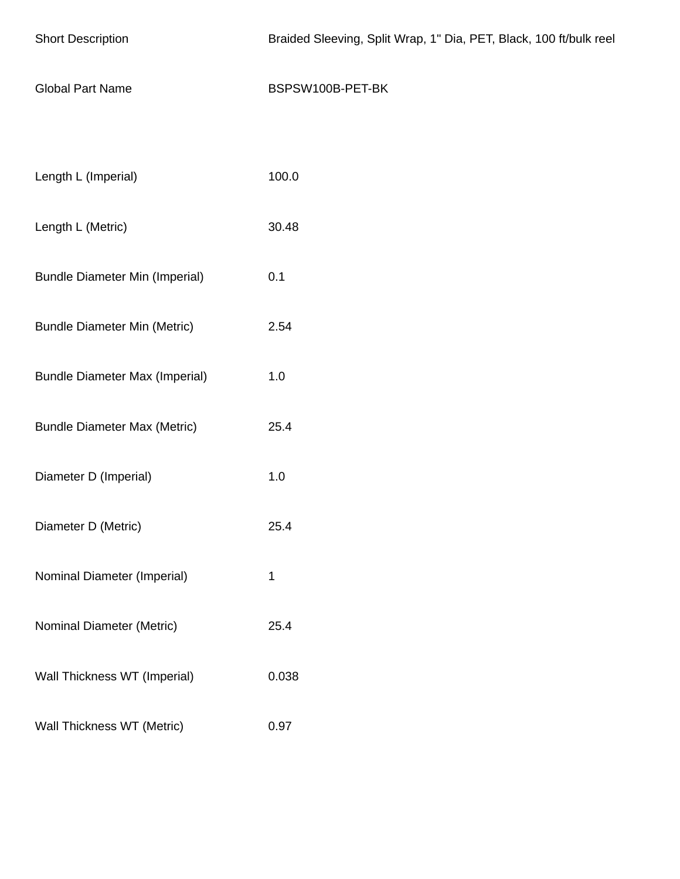| | |
|---|---|
| Short Description | Braided Sleeving, Split Wrap, 1" Dia, PET, Black, 100 ft/bulk reel |
| Global Part Name | BSPSW100B-PET-BK |
| Length L (Imperial) | 100.0 |
| Length L (Metric) | 30.48 |
| Bundle Diameter Min (Imperial) | 0.1 |
| Bundle Diameter Min (Metric) | 2.54 |
| Bundle Diameter Max (Imperial) | 1.0 |
| Bundle Diameter Max (Metric) | 25.4 |
| Diameter D (Imperial) | 1.0 |
| Diameter D (Metric) | 25.4 |
| Nominal Diameter (Imperial) | 1 |
| Nominal Diameter (Metric) | 25.4 |
| Wall Thickness WT (Imperial) | 0.038 |
| Wall Thickness WT (Metric) | 0.97 |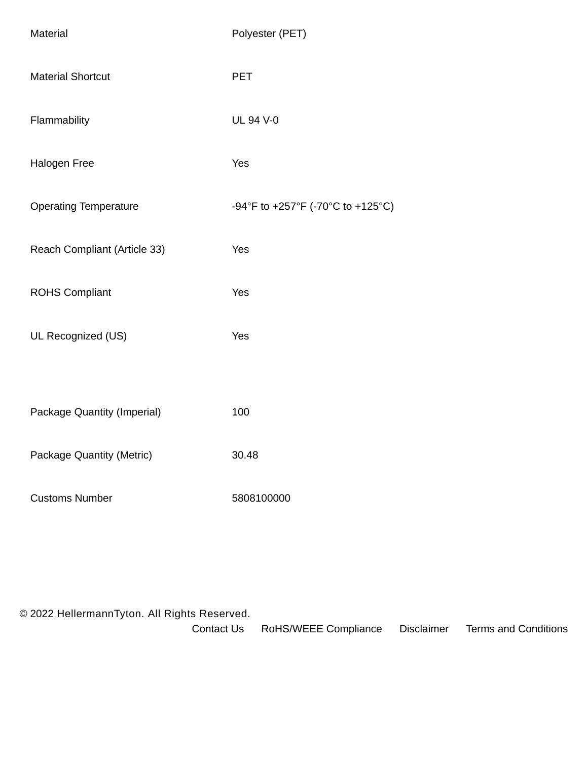| | |
|---|---|
| Material | Polyester (PET) |
| Material Shortcut | PET |
| Flammability | UL 94 V-0 |
| Halogen Free | Yes |
| Operating Temperature | -94°F to +257°F (-70°C to +125°C) |
| Reach Compliant (Article 33) | Yes |
| ROHS Compliant | Yes |
| UL Recognized (US) | Yes |

| | |
|---|---|
| Package Quantity (Imperial) | 100 |
| Package Quantity (Metric) | 30.48 |
| Customs Number | 5808100000 |

© 2022 HellermannTyton. All Rights Reserved.

Contact Us RoHS/WEEE Compliance Disclaimer Terms and Conditions